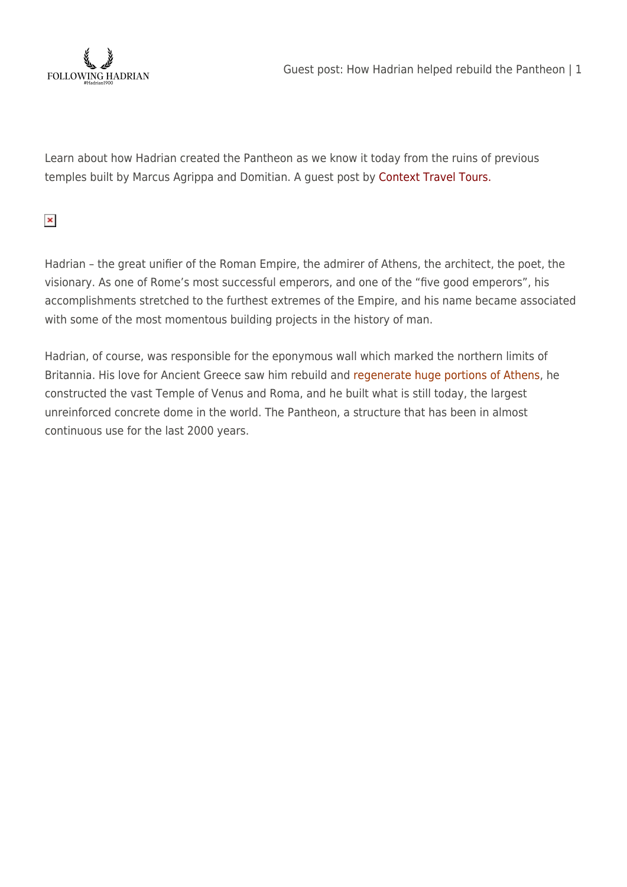Learn about how Hadrian created the Pantheon as we know it today from the ruins of previous temples built by Marcus Agrippa and Domitian. A guest post by Context Travel Tours.

Hadrian – the great unifier of the Roman Empire, the admirer of Athens, the architect, the poet, the visionary. As one of Rome's most successful emperors, and one of the "five good emperors", his accomplishments stretched to the furthest extremes of the Empire, and his name became associated with some of the most momentous building projects in the history of man.

Hadrian, of course, was responsible for the eponymous wall which marked the northern limits of Britannia. His love for Ancient Greece saw him rebuild and regenerate huge portions of Athens, he constructed the vast Temple of Venus and Roma, and he built what is still today, the largest unreinforced concrete dome in the world. The Pantheon, a structure that has been in almost continuous use for the last 2000 years.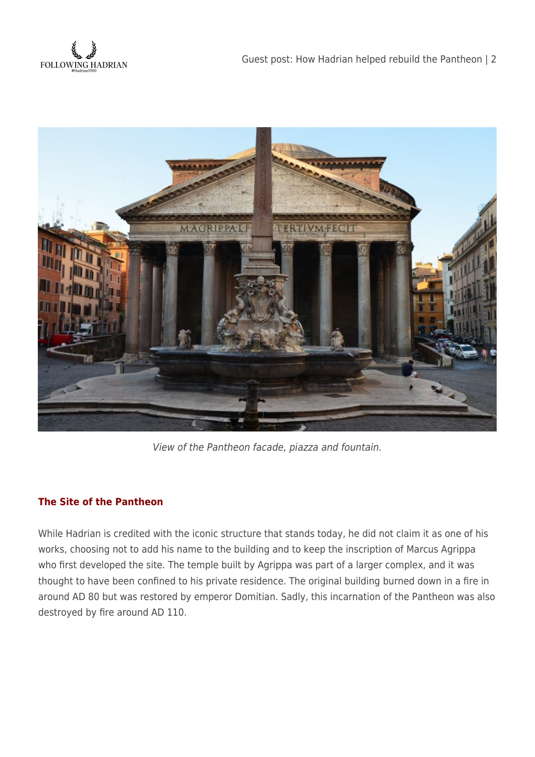View of the Pantheon facade, piazza and fountain.

### The Site of the Pantheon

While Hadrian is credited with the iconic structure that stands today, he did not claim it as one of his works, choosing not to add his name to the building and to keep the inscription of Marcus Agrippa who first developed the site. The temple built by Agrippa was part of a larger complex, and it was thought to have been confined to his private residence. The original building burned down in a fire in around AD 80 but was restored by emperor Domitian. Sadly, this incarnation of the Pantheon was also destroyed by fire around AD 110.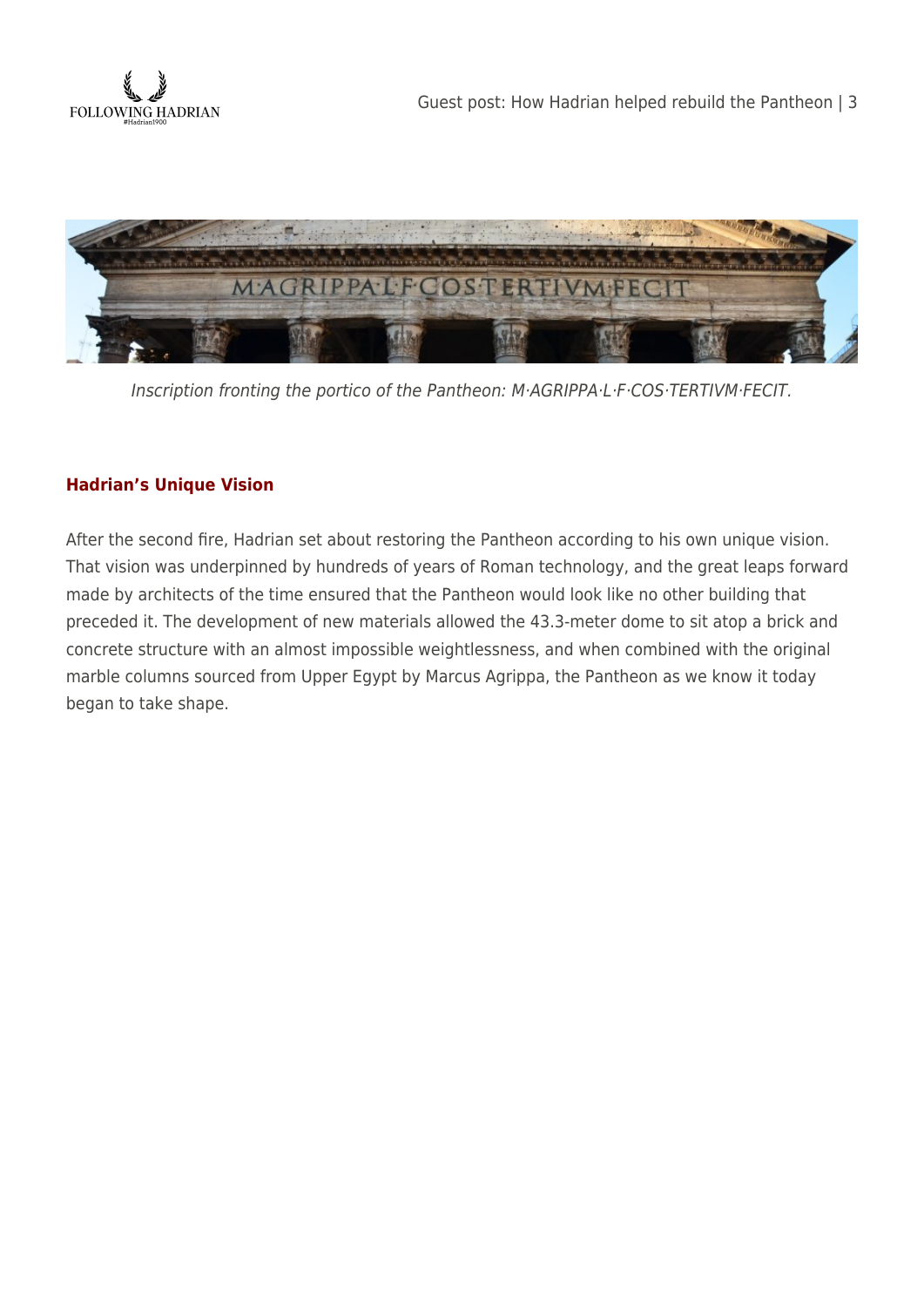*Inscription fronting the portico of the Pantheon: M·AGRIPPA·L·F·COS·TERTIVM·FECIT.*

### Hadrian's Unique Vision

After the second fire, Hadrian set about restoring the Pantheon according to his own unique vision. That vision was underpinned by hundreds of years of Roman technology, and the great leaps forward made by architects of the time ensured that the Pantheon would look like no other building that preceded it. The development of new materials allowed the 43.3-meter dome to sit atop a brick and concrete structure with an almost impossible weightlessness, and when combined with the original marble columns sourced from Upper Egypt by Marcus Agrippa, the Pantheon as we know it today began to take shape.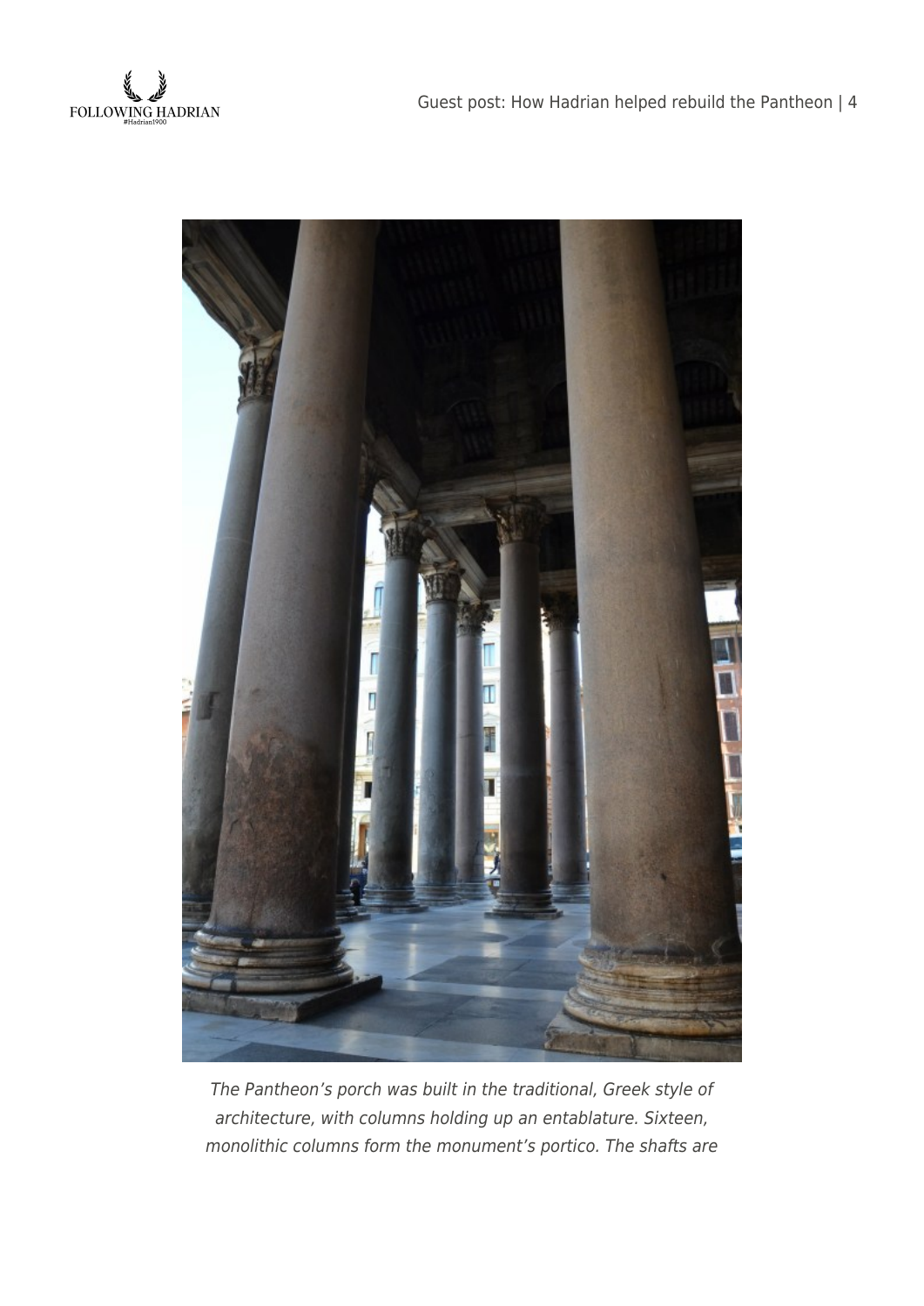*The Pantheon's porch was built in the traditional, Greek style of architecture, with columns holding up an entablature. Sixteen, monolithic columns form the monument's portico. The shafts are*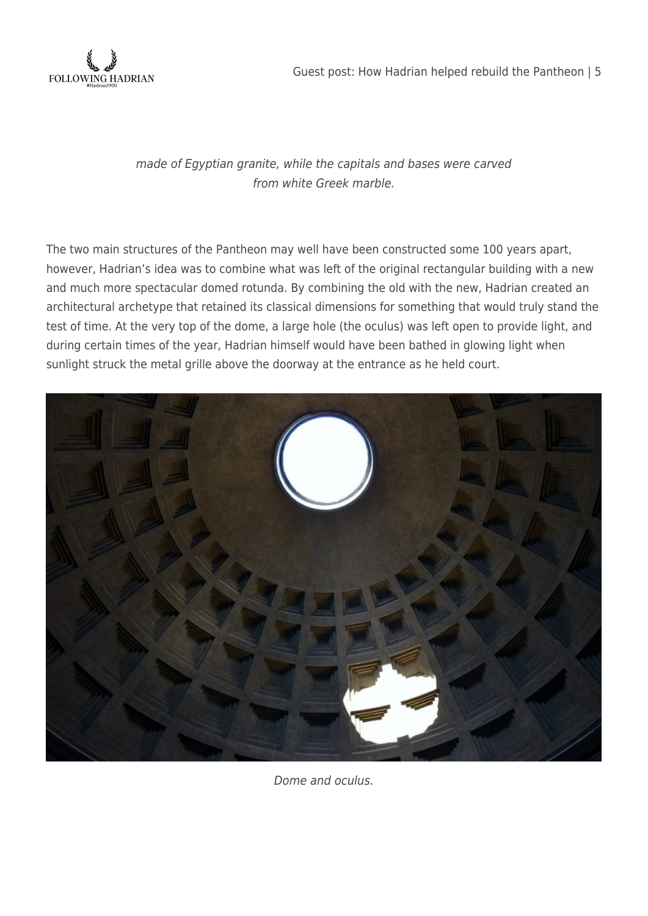*made of Egyptian granite, while the capitals and bases were carved from white Greek marble.*

The two main structures of the Pantheon may well have been constructed some 100 years apart, however, Hadrian's idea was to combine what was left of the original rectangular building with a new and much more spectacular domed rotunda. By combining the old with the new, Hadrian created an architectural archetype that retained its classical dimensions for something that would truly stand the test of time. At the very top of the dome, a large hole (the oculus) was left open to provide light, and during certain times of the year, Hadrian himself would have been bathed in glowing light when sunlight struck the metal grille above the doorway at the entrance as he held court.

*Dome and oculus.*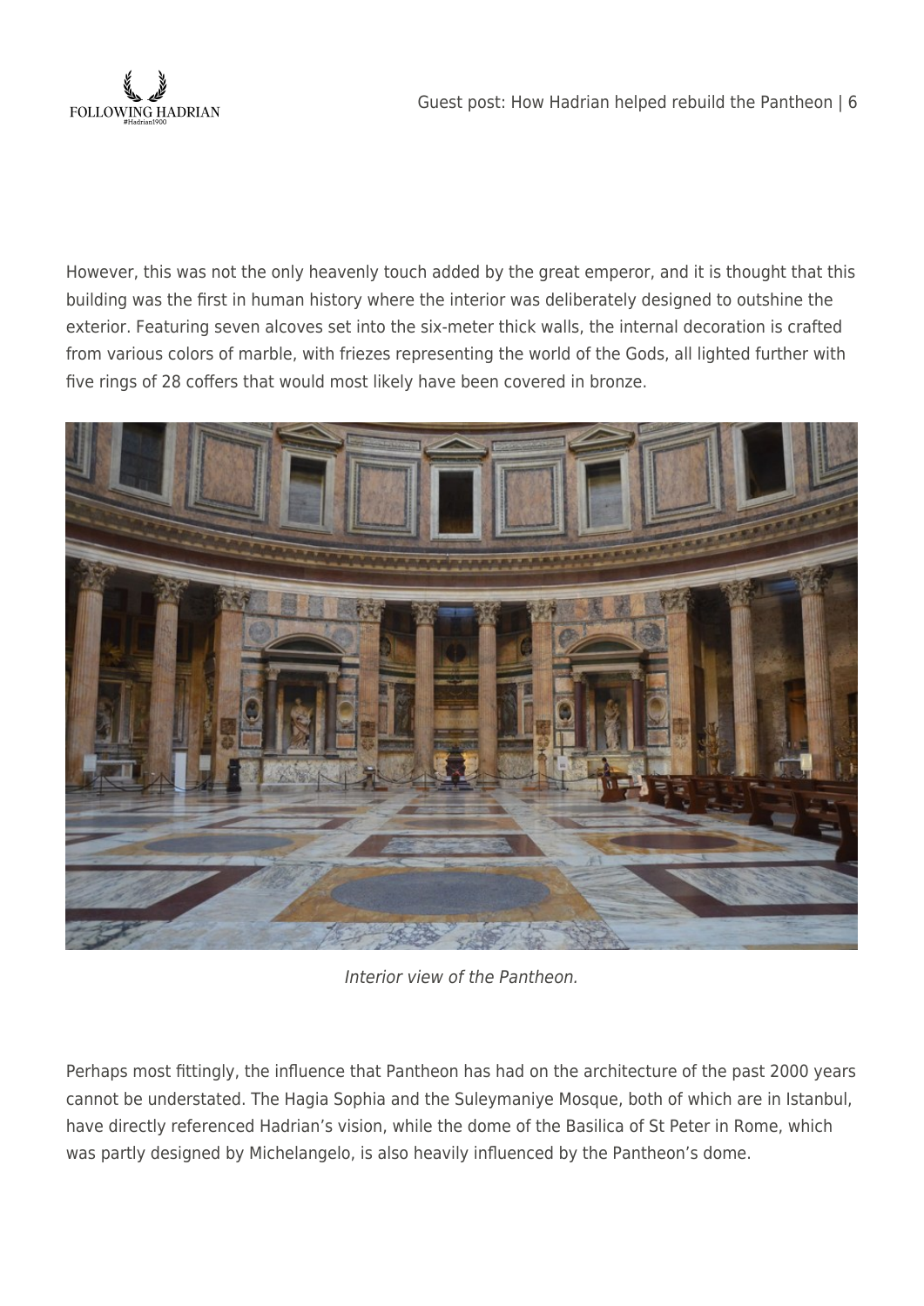However, this was not the only heavenly touch added by the great emperor, and it is thought that this building was the first in human history where the interior was deliberately designed to outshine the exterior. Featuring seven alcoves set into the six-meter thick walls, the internal decoration is crafted from various colors of marble, with friezes representing the world of the Gods, all lighted further with five rings of 28 coffers that would most likely have been covered in bronze.

*Interior view of the Pantheon.*

Perhaps most fittingly, the influence that Pantheon has had on the architecture of the past 2000 years cannot be understated. The Hagia Sophia and the Suleymaniye Mosque, both of which are in Istanbul, have directly referenced Hadrian's vision, while the dome of the Basilica of St Peter in Rome, which was partly designed by Michelangelo, is also heavily influenced by the Pantheon's dome.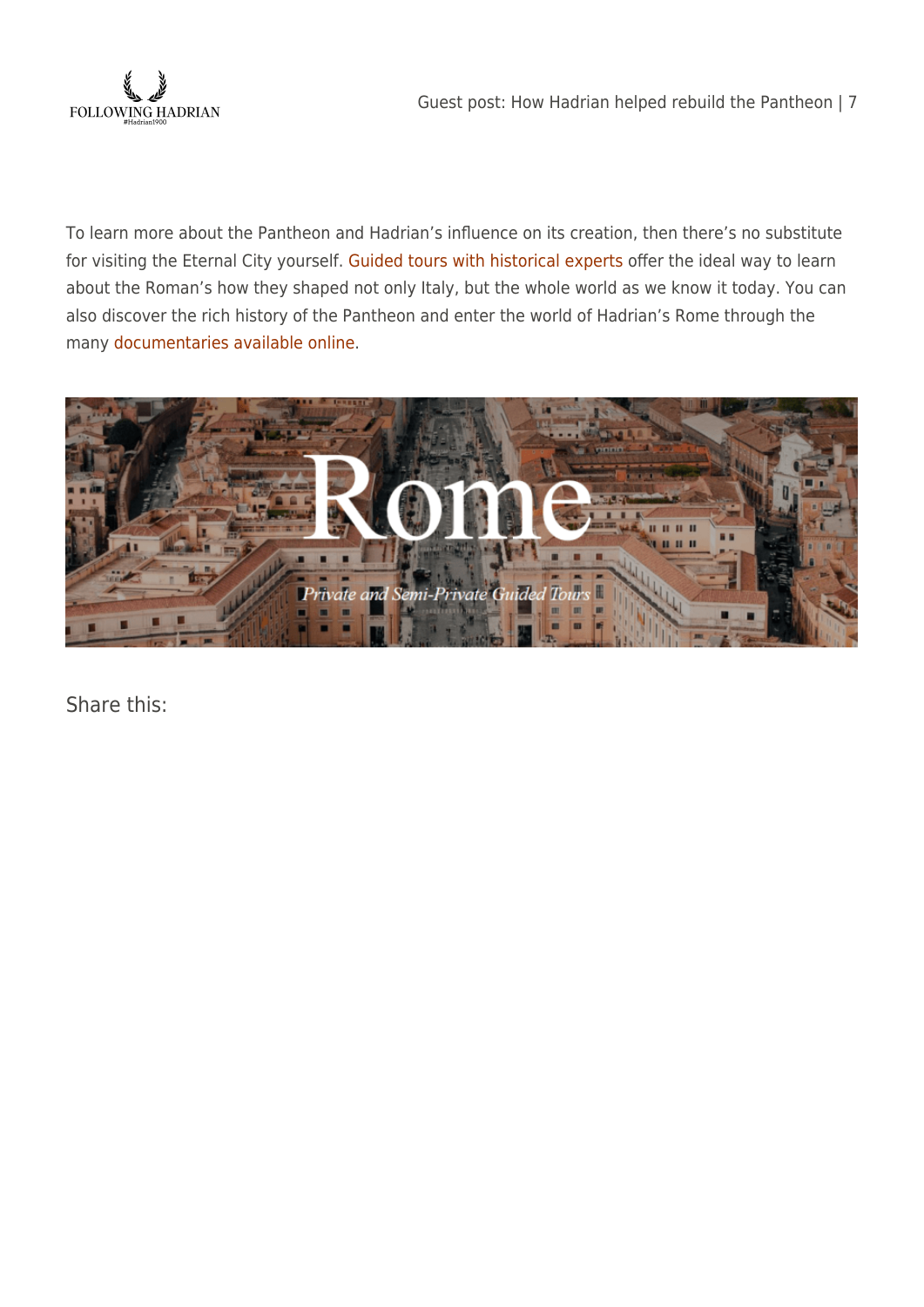To learn more about the Pantheon and Hadrian's influence on its creation, then there's no substitute for visiting the Eternal City yourself. Guided tours with historical experts offer the ideal way to learn about the Roman's how they shaped not only Italy, but the whole world as we know it today. You can also discover the rich history of the Pantheon and enter the world of Hadrian's Rome through the many documentaries available online.

Share this: